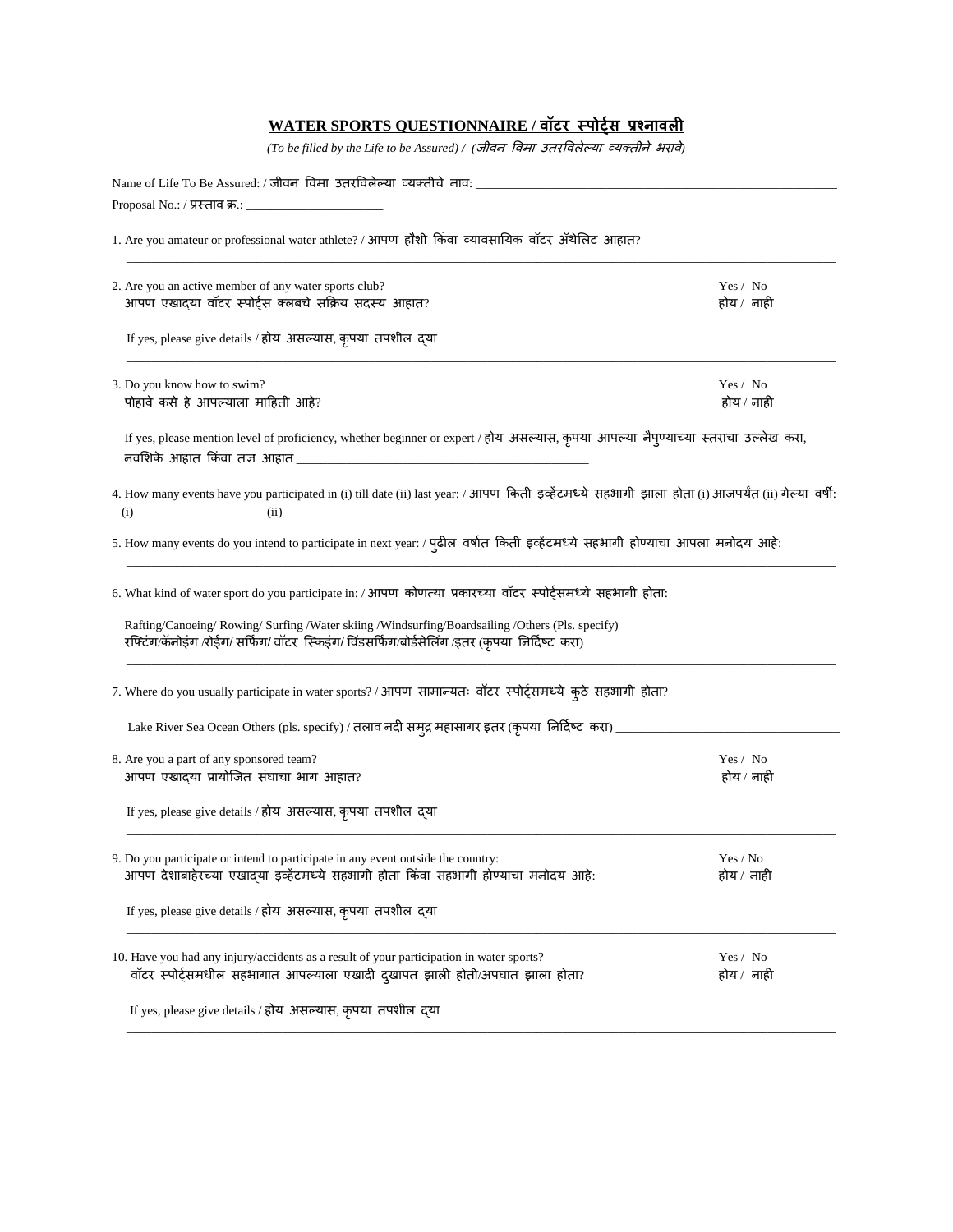## WATER SPORTS QUESTIONNAIRE / वॉटर स्पोर्ट्स प्रश्नावली

*(To be filled by the Life to be Assured) / (जीवन विमा उतरविलेल्या व्यक्तीने भरावे)*

Name of Life To Be Assured: / जीवन विमा उतरविलेल्या व्यक्तीचे नाव: ______________________________

Proposal No.: / प्रस्ताव क्र.: ______________________

1. Are you amateur or professional water athlete? / आपण हौशी किंवा व्यावसायिक वॉटर ॲथेलिट आहात?

______________________________________________________________________

2. Are you an active member of any water sports club? — Yes / No
   आपण एखाद्या वॉटर स्पोर्ट्स क्लबचे सक्रिय सदस्य आहात? — होय / नाही

   If yes, please give details / होय असल्यास, कृपया तपशील द्या

   ______________________________________________________________________

3. Do you know how to swim? — Yes / No
   पोहावे कसे हे आपल्याला माहिती आहे? — होय / नाही

   If yes, please mention level of proficiency, whether beginner or expert / होय असल्यास, कृपया आपल्या नैपुण्याच्या स्तराचा उल्लेख करा, नवशिके आहात किंवा तज्ञ आहात ______________________________________________

4. How many events have you participated in (i) till date (ii) last year: / आपण किती इव्हेंटमध्ये सहभागी झाला होता (i) आजपर्यंत (ii) गेल्या वर्षी:
   (i)____________________ (ii) ______________________

5. How many events do you intend to participate in next year: / पुढील वर्षात किती इव्हेंटमध्ये सहभागी होण्याचा आपला मनोदय आहे:

   ______________________________________________________________________

6. What kind of water sport do you participate in: / आपण कोणत्या प्रकारच्या वॉटर स्पोर्ट्समध्ये सहभागी होता:

   Rafting/Canoeing/ Rowing/ Surfing /Water skiing /Windsurfing/Boardsailing /Others (Pls. specify)
   रफ्टिंग/कॅनोइंग /रोईंग/ सर्फिंग/ वॉटर स्किइंग/ विंडसर्फिंग/बोर्डसेलिंग /इतर (कृपया निर्दिष्ट करा)

   ______________________________________________________________________

7. Where do you usually participate in water sports? / आपण सामान्यतः वॉटर स्पोर्ट्समध्ये कुठे सहभागी होता?

   Lake River Sea Ocean Others (pls. specify) / तलाव नदी समुद्र महासागर इतर (कृपया निर्दिष्ट करा) ______________________________

8. Are you a part of any sponsored team? — Yes / No
   आपण एखाद्या प्रायोजित संघाचा भाग आहात? — होय / नाही

   If yes, please give details / होय असल्यास, कृपया तपशील द्या

   ______________________________________________________________________

9. Do you participate or intend to participate in any event outside the country: — Yes / No
   आपण देशाबाहेरच्या एखाद्या इव्हेंटमध्ये सहभागी होता किंवा सहभागी होण्याचा मनोदय आहे: — होय / नाही

   If yes, please give details / होय असल्यास, कृपया तपशील द्या

   ______________________________________________________________________

10. Have you had any injury/accidents as a result of your participation in water sports? — Yes / No
    वॉटर स्पोर्ट्समधील सहभागात आपल्याला एखादी दुखापत झाली होती/अपघात झाला होता? — होय / नाही

    If yes, please give details / होय असल्यास, कृपया तपशील द्या

    ______________________________________________________________________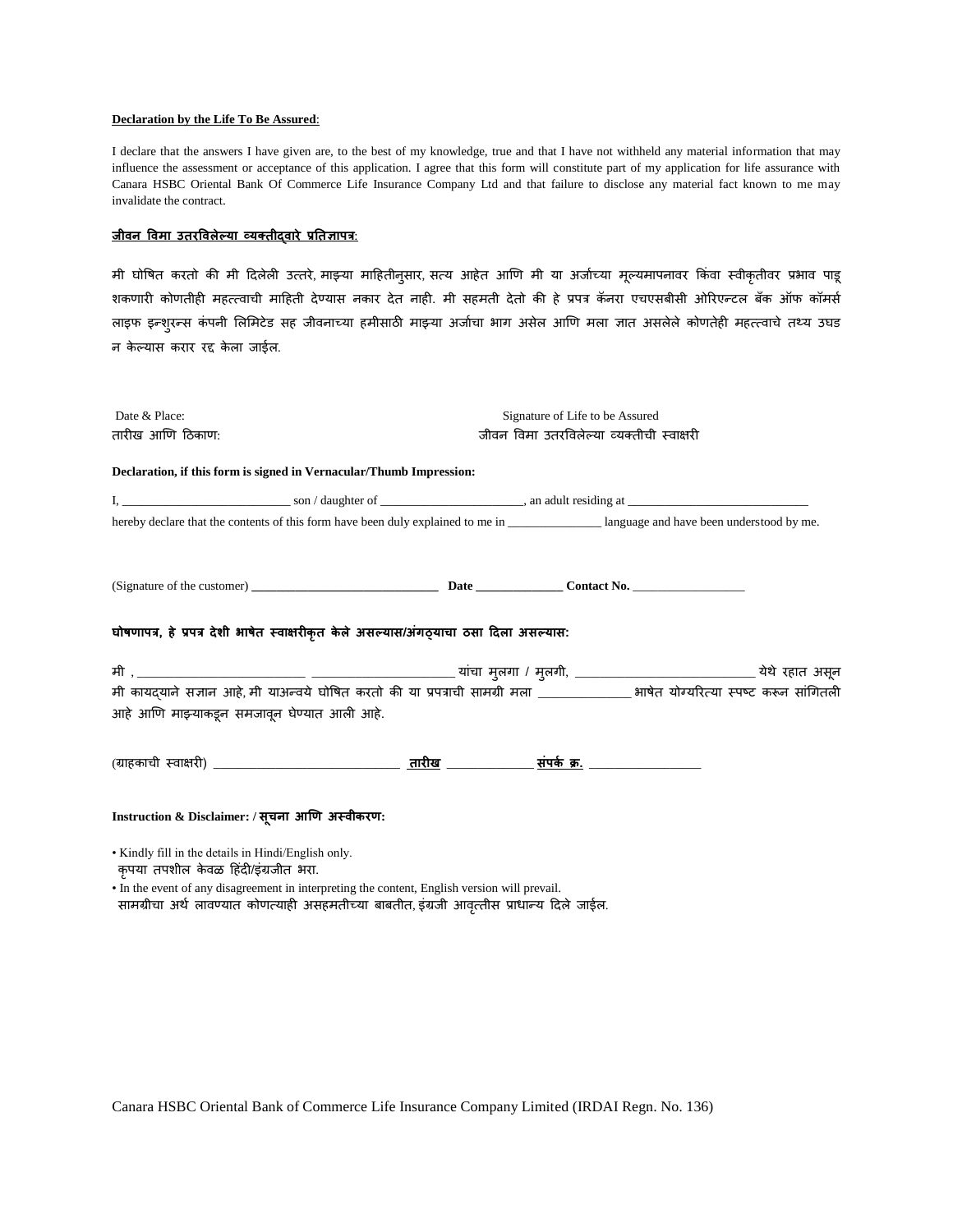**Declaration by the Life To Be Assured**:

I declare that the answers I have given are, to the best of my knowledge, true and that I have not withheld any material information that may influence the assessment or acceptance of this application. I agree that this form will constitute part of my application for life assurance with Canara HSBC Oriental Bank Of Commerce Life Insurance Company Ltd and that failure to disclose any material fact known to me may invalidate the contract.

**जीवन विमा उतरविलेल्या व्यक्तीद्वारे प्रतिज्ञापत्र**:

मी घोषित करतो की मी दिलेली उत्तरे, माझ्या माहितीनुसार, सत्य आहेत आणि मी या अर्जाच्या मूल्यमापनावर किंवा स्वीकृतीवर प्रभाव पाडू शकणारी कोणतीही महत्त्वाची माहिती देण्यास नकार देत नाही. मी सहमती देतो की हे प्रपत्र कॅनरा एचएसबीसी ओरिएन्टल बँक ऑफ कॉमर्स लाइफ इन्शुरन्स कंपनी लिमिटेड सह जीवनाच्या हमीसाठी माझ्या अर्जाचा भाग असेल आणि मला ज्ञात असलेले कोणतेही महत्त्वाचे तथ्य उघड न केल्यास करार रद्द केला जाईल.

Date & Place:
तारीख आणि ठिकाण:

Signature of Life to be Assured
जीवन विमा उतरविलेल्या व्यक्तीची स्वाक्षरी

**Declaration, if this form is signed in Vernacular/Thumb Impression:**

I, __________________________ son / daughter of ______________________, an adult residing at ____________________________
hereby declare that the contents of this form have been duly explained to me in _______________ language and have been understood by me.

(Signature of the customer) **______________________________ Date ______________ Contact No.** __________________

**घोषणापत्र, हे प्रपत्र देशी भाषेत स्वाक्षरीकृत केले असल्यास/अंगठ्याचा ठसा दिला असल्यास:**

मी , __________________________ ______________________ यांचा मुलगा / मुलगी, ____________________________ येथे रहात असून मी कायद्याने सज्ञान आहे, मी याअन्वये घोषित करतो की या प्रपत्राची सामग्री मला ______________ भाषेत योग्यरित्या स्पष्ट करून सांगितली आहे आणि माझ्याकडून समजावून घेण्यात आली आहे.

(ग्राहकाची स्वाक्षरी) ____________________________ **तारीख** _____________ **संपर्क क्र.** _________________

**Instruction & Disclaimer: / सूचना आणि अस्वीकरण:**

• Kindly fill in the details in Hindi/English only.
कृपया तपशील केवळ हिंदी/इंग्रजीत भरा.

• In the event of any disagreement in interpreting the content, English version will prevail.
सामग्रीचा अर्थ लावण्यात कोणत्याही असहमतीच्या बाबतीत, इंग्रजी आवृत्तीस प्राधान्य दिले जाईल.

Canara HSBC Oriental Bank of Commerce Life Insurance Company Limited (IRDAI Regn. No. 136)